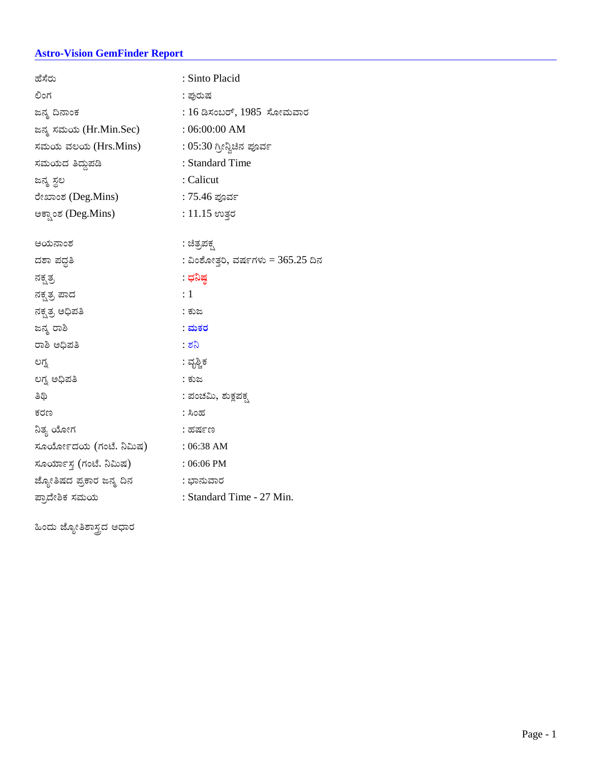## Astro-Vision GemFinder Report

| | |
|---|---|
| ಹೆಸರು | : Sinto Placid |
| ಲಿಂಗ | : ಪುರುಷ |
| ಜನ್ಮ ದಿನಾಂಕ | : 16 ಡಿಸಂಬರ್, 1985 ಸೋಮವಾರ |
| ಜನ್ಮ ಸಮಯ (Hr.Min.Sec) | : 06:00:00 AM |
| ಸಮಯ ವಲಯ (Hrs.Mins) | : 05:30 ಗ್ರೀನ್ವಿಚಿನ ಪೂರ್ವ |
| ಸಮಯದ ತಿದ್ದುಪಡಿ | : Standard Time |
| ಜನ್ಮ ಸ್ಥಲ | : Calicut |
| ರೇಖಾಂಶ (Deg.Mins) | : 75.46 ಪೂರ್ವ |
| ಅಕ್ಷಾಂಶ (Deg.Mins) | : 11.15 ಉತ್ತರ |

| | |
|---|---|
| ಆಯನಾಂಶ | : ಚಿತ್ರಪಕ್ಷ |
| ದಶಾ ಪದ್ಧತಿ | : ವಿಂಶೋತ್ತರಿ, ವರ್ಷಗಳು = 365.25 ದಿನ |
| ನಕ್ಷತ್ರ | : **ಧನಿಷ್ಠ** |
| ನಕ್ಷತ್ರ ಪಾದ | : 1 |
| ನಕ್ಷತ್ರ ಅಧಿಪತಿ | : ಕುಜ |
| ಜನ್ಮ ರಾಶಿ | : **ಮಕರ** |
| ರಾಶಿ ಅಧಿಪತಿ | : ಶನಿ |
| ಲಗ್ನ | : ವೃಶ್ಚಿಕ |
| ಲಗ್ನ ಅಧಿಪತಿ | : ಕುಜ |
| ತಿಥಿ | : ಪಂಚಮಿ, ಶುಕ್ಲಪಕ್ಷ |
| ಕರಣ | : ಸಿಂಹ |
| ನಿತ್ಯ ಯೋಗ | : ಹರ್ಷಣ |
| ಸೂರ್ಯೋದಯ (ಗಂಟೆ. ನಿಮಿಷ) | : 06:38 AM |
| ಸೂರ್ಯಾಸ್ತ (ಗಂಟೆ. ನಿಮಿಷ) | : 06:06 PM |
| ಜ್ಯೋತಿಷದ ಪ್ರಕಾರ ಜನ್ಮ ದಿನ | : ಭಾನುವಾರ |
| ಪ್ರಾದೇಶಿಕ ಸಮಯ | : Standard Time - 27 Min. |

ಹಿಂದು ಜ್ಯೋತಿಶಾಸ್ತ್ರದ ಆಧಾರ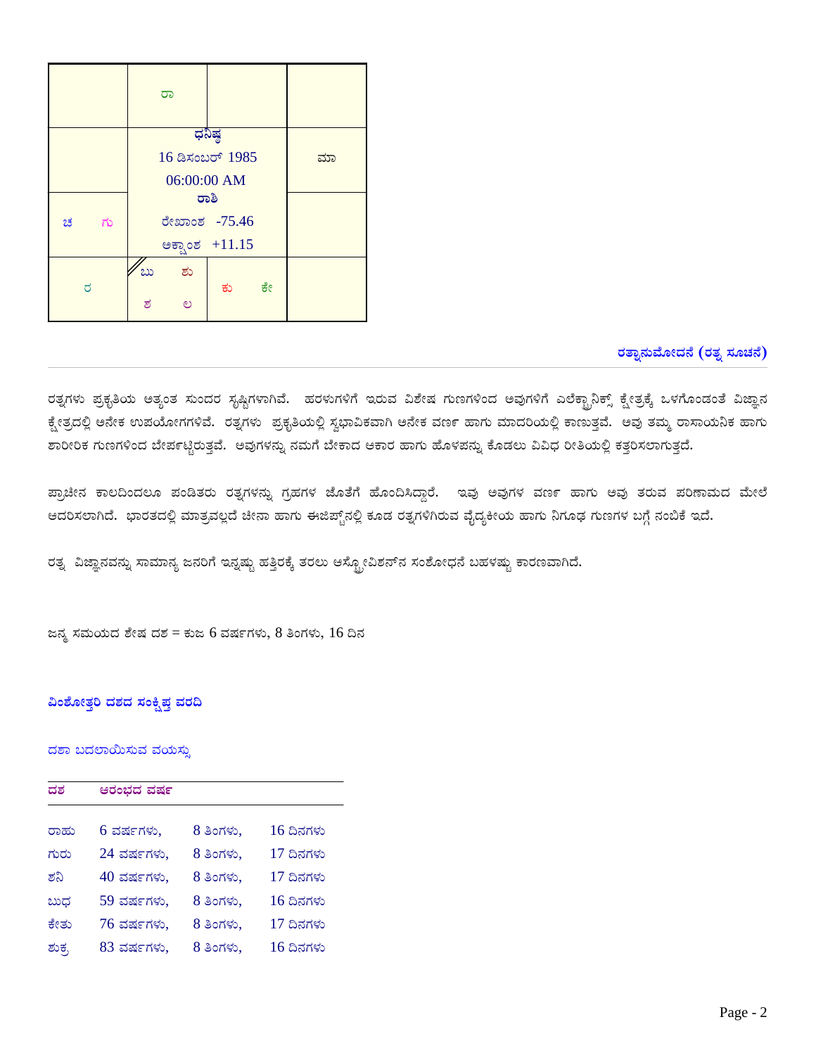|  | ರಾ |  |  |
|---|---|---|---|
|  | ಧನಿಷ್ಠ<br>16 ಡಿಸಂಬರ್ 1985<br>06:00:00 AM |  | ಮಾ |
| ಚ ಗು | ರಾಶಿ<br>ರೇಖಾಂಶ -75.46<br>ಅಕ್ಷಾಂಶ +11.15 |  |  |
| ರ | ಬು ಶು<br>ಶ ಲ | ಕು ಕೇ |  |

## ರತ್ನಾನುಮೋದನೆ (ರತ್ನ ಸೂಚನೆ)

ರತ್ನಗಳು ಪ್ರಕೃತಿಯ ಅತ್ಯಂತ ಸುಂದರ ಸೃಷ್ಟಿಗಳಾಗಿವೆ. ಹರಳುಗಳಿಗೆ ಇರುವ ವಿಶೇಷ ಗುಣಗಳಿಂದ ಅವುಗಳಿಗೆ ಎಲೆಕ್ಟ್ರಾನಿಕ್ಸ್ ಕ್ಷೇತ್ರಕ್ಕೆ ಒಳಗೊಂಡಂತೆ ವಿಜ್ಞಾನ ಕ್ಷೇತ್ರದಲ್ಲಿ ಅನೇಕ ಉಪಯೋಗಗಳಿವೆ. ರತ್ನಗಳು ಪ್ರಕೃತಿಯಲ್ಲಿ ಸ್ವಭಾವಿಕವಾಗಿ ಅನೇಕ ವರ್ಣ ಹಾಗು ಮಾದರಿಯಲ್ಲಿ ಕಾಣುತ್ತವೆ. ಅವು ತಮ್ಮ ರಾಸಾಯನಿಕ ಹಾಗು ಶಾರೀರಿಕ ಗುಣಗಳಿಂದ ಬೇರ್ಪಟ್ಟಿರುತ್ತವೆ. ಅವುಗಳನ್ನು ನಮಗೆ ಬೇಕಾದ ಆಕಾರ ಹಾಗು ಹೊಳಪನ್ನು ಕೊಡಲು ವಿವಿಧ ರೀತಿಯಲ್ಲಿ ಕತ್ತರಿಸಲಾಗುತ್ತದೆ.

ಪ್ರಾಚೀನ ಕಾಲದಿಂದಲೂ ಪಂಡಿತರು ರತ್ನಗಳನ್ನು ಗ್ರಹಗಳ ಜೊತೆಗೆ ಹೊಂದಿಸಿದ್ದಾರೆ. ಇವು ಅವುಗಳ ವರ್ಣ ಹಾಗು ಅವು ತರುವ ಪರಿಣಾಮದ ಮೇಲೆ ಆದರಿಸಲಾಗಿದೆ. ಭಾರತದಲ್ಲಿ ಮಾತ್ರವಲ್ಲದೆ ಚೀನಾ ಹಾಗು ಈಜಿಪ್ಟ್‌ನಲ್ಲಿ ಕೂಡ ರತ್ನಗಳಿಗಿರುವ ವೈದ್ಯಕೀಯ ಹಾಗು ನಿಗೂಢ ಗುಣಗಳ ಬಗ್ಗೆ ನಂಬಿಕೆ ಇದೆ.

ರತ್ನ ವಿಜ್ಞಾನವನ್ನು ಸಾಮಾನ್ಯ ಜನರಿಗೆ ಇನ್ನಷ್ಟು ಹತ್ತಿರಕ್ಕೆ ತರಲು ಆಸ್ಟ್ರೋವಿಶನ್‌ನ ಸಂಶೋಧನೆ ಬಹಳಷ್ಟು ಕಾರಣವಾಗಿದೆ.

ಜನ್ಮ ಸಮಯದ ಶೇಷ ದಶ = ಕುಜ 6 ವರ್ಷಗಳು, 8 ತಿಂಗಳು, 16 ದಿನ

### ವಿಂಶೋತ್ತರಿ ದಶದ ಸಂಕ್ಷಿಪ್ತ ವರದಿ

ದಶಾ ಬದಲಾಯಿಸುವ ವಯಸ್ಸು

| ದಶ | ಆರಂಭದ ವರ್ಷ | | |
|---|---|---|---|
| ರಾಹು | 6 ವರ್ಷಗಳು, | 8 ತಿಂಗಳು, | 16 ದಿನಗಳು |
| ಗುರು | 24 ವರ್ಷಗಳು, | 8 ತಿಂಗಳು, | 17 ದಿನಗಳು |
| ಶನಿ | 40 ವರ್ಷಗಳು, | 8 ತಿಂಗಳು, | 17 ದಿನಗಳು |
| ಬುಧ | 59 ವರ್ಷಗಳು, | 8 ತಿಂಗಳು, | 16 ದಿನಗಳು |
| ಕೇತು | 76 ವರ್ಷಗಳು, | 8 ತಿಂಗಳು, | 17 ದಿನಗಳು |
| ಶುಕ್ರ | 83 ವರ್ಷಗಳು, | 8 ತಿಂಗಳು, | 16 ದಿನಗಳು |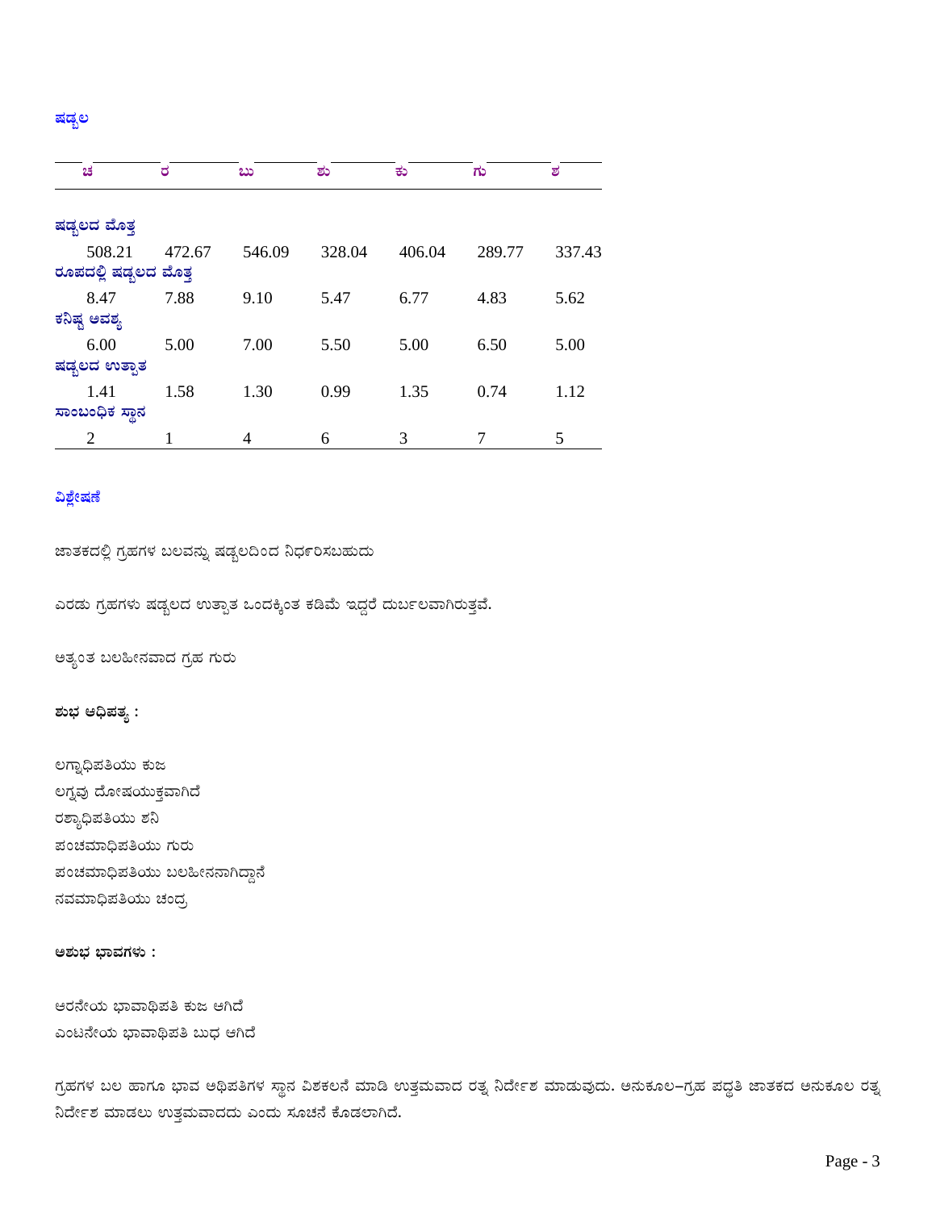## ಷಡ್ಬಲ

| | ಚ | ರ | ಬು | ಶು | ಕು | ಗು | ಶ |
|---|---|---|---|---|---|---|---|
| **ಷಡ್ಬಲದ ಮೊತ್ತ** | 508.21 | 472.67 | 546.09 | 328.04 | 406.04 | 289.77 | 337.43 |
| **ರೂಪದಲ್ಲಿ ಷಡ್ಬಲದ ಮೊತ್ತ** | 8.47 | 7.88 | 9.10 | 5.47 | 6.77 | 4.83 | 5.62 |
| **ಕನಿಷ್ಟ ಅವಶ್ಯ** | 6.00 | 5.00 | 7.00 | 5.50 | 5.00 | 6.50 | 5.00 |
| **ಷಡ್ಬಲದ ಉತ್ಪಾತ** | 1.41 | 1.58 | 1.30 | 0.99 | 1.35 | 0.74 | 1.12 |
| **ಸಾಂಬಂಧಿಕ ಸ್ಥಾನ** | 2 | 1 | 4 | 6 | 3 | 7 | 5 |

## ವಿಶ್ಲೇಷಣೆ

ಜಾತಕದಲ್ಲಿ ಗ್ರಹಗಳ ಬಲವನ್ನು ಷಡ್ಬಲದಿಂದ ನಿರ್ಧರಿಸಬಹುದು

ಎರಡು ಗ್ರಹಗಳು ಷಡ್ಬಲದ ಉತ್ಪಾತ ಒಂದಕ್ಕಿಂತ ಕಡಿಮೆ ಇದ್ದರೆ ದುರ್ಬಲವಾಗಿರುತ್ತವೆ.

ಅತ್ಯಂತ ಬಲಹೀನವಾದ ಗ್ರಹ ಗುರು

**ಶುಭ ಆಧಿಪತ್ಯ :**

ಲಗ್ನಾಧಿಪತಿಯು ಕುಜ
ಲಗ್ನವು ದೋಷಯುಕ್ತವಾಗಿದೆ
ರಶ್ಯಾಧಿಪತಿಯು ಶನಿ
ಪಂಚಮಾಧಿಪತಿಯು ಗುರು
ಪಂಚಮಾಧಿಪತಿಯು ಬಲಹೀನನಾಗಿದ್ದಾನೆ
ನವಮಾಧಿಪತಿಯು ಚಂದ್ರ

**ಅಶುಭ ಭಾವಗಳು :**

ಆರನೇಯ ಭಾವಾಧಿಪತಿ ಕುಜ ಆಗಿದೆ
ಎಂಟನೇಯ ಭಾವಾಧಿಪತಿ ಬುಧ ಆಗಿದೆ

ಗ್ರಹಗಳ ಬಲ ಹಾಗೂ ಭಾವ ಅಧಿಪತಿಗಳ ಸ್ಥಾನ ವಿಶಕಲನೆ ಮಾಡಿ ಉತ್ತಮವಾದ ರತ್ನ ನಿರ್ದೇಶ ಮಾಡುವುದು. ಅನುಕೂಲ-ಗ್ರಹ ಪದ್ಧತಿ ಜಾತಕದ ಅನುಕೂಲ ರತ್ನ ನಿರ್ದೇಶ ಮಾಡಲು ಉತ್ತಮವಾದದು ಎಂದು ಸೂಚನೆ ಕೊಡಲಾಗಿದೆ.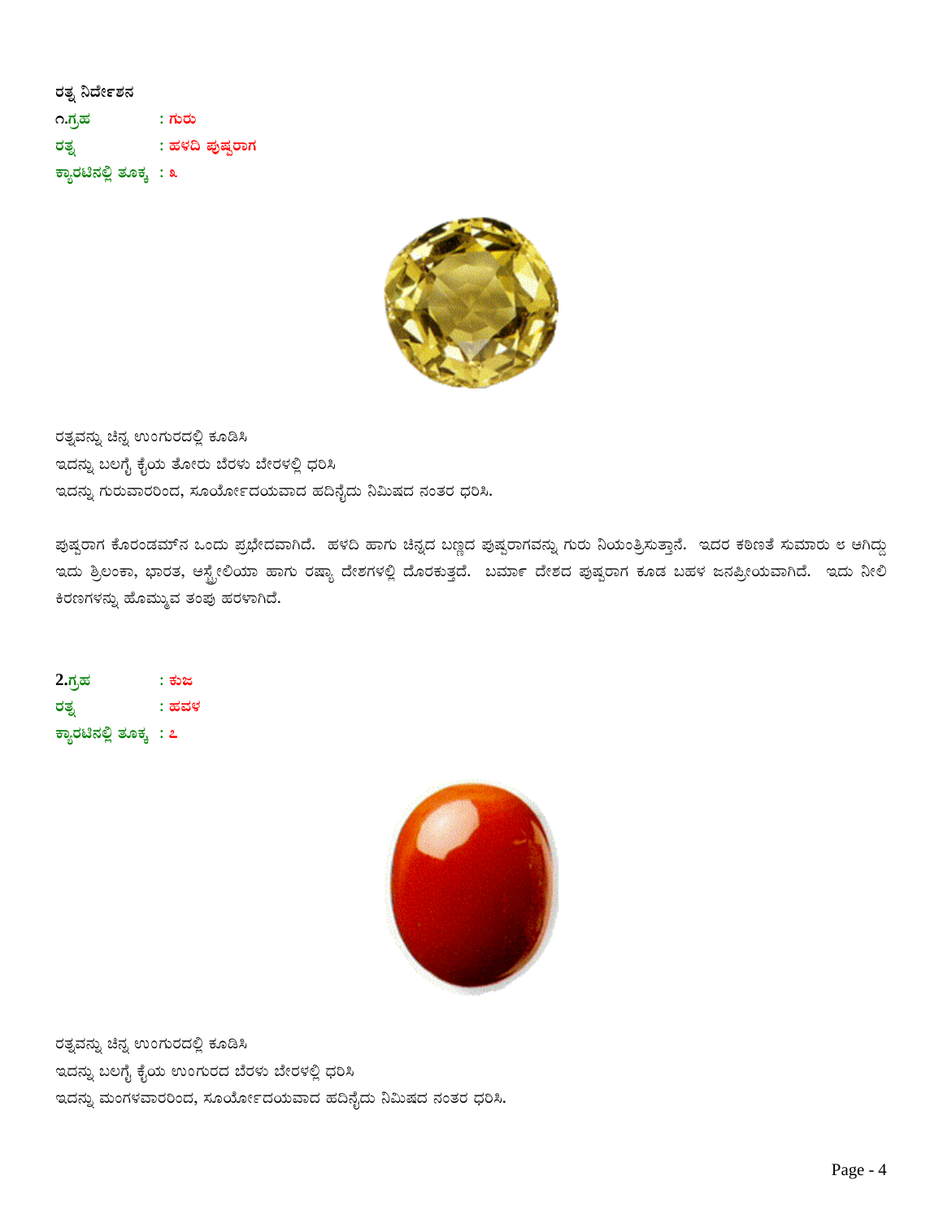**ರತ್ನ ನಿರ್ದೇಶನ**

**೧.ಗ್ರಹ : ಗುರು**

**ರತ್ನ : ಹಳದಿ ಪುಷ್ಪರಾಗ**

**ಕ್ಯಾರಟಿನಲ್ಲಿ ತೂಕ : ೩**

ರತ್ನವನ್ನು ಚಿನ್ನ ಉಂಗುರದಲ್ಲಿ ಕೂಡಿಸಿ
ಇದನ್ನು ಬಲಗೈ ಕೈಯ ತೋರು ಬೆರಳು ಬೇರಳಲ್ಲಿ ಧರಿಸಿ
ಇದನ್ನು ಗುರುವಾರರಿಂದ, ಸೂರ್ಯೋದಯವಾದ ಹದಿನೈದು ನಿಮಿಷದ ನಂತರ ಧರಿಸಿ.

ಪುಷ್ಪರಾಗ ಕೊರಂಡಮ್‌ನ ಒಂದು ಪ್ರಭೇದವಾಗಿದೆ. ಹಳದಿ ಹಾಗು ಚಿನ್ನದ ಬಣ್ಣದ ಪುಷ್ಪರಾಗವನ್ನು ಗುರು ನಿಯಂತ್ರಿಸುತ್ತಾನೆ. ಇದರ ಕಠಿಣತೆ ಸುಮಾರು ೮ ಆಗಿದ್ದು ಇದು ಶ್ರಿಲಂಕಾ, ಭಾರತ, ಆಸ್ಟ್ರೇಲಿಯಾ ಹಾಗು ರಷ್ಯಾ ದೇಶಗಳಲ್ಲಿ ದೊರಕುತ್ತದೆ. ಬರ್ಮಾ ದೇಶದ ಪುಷ್ಪರಾಗ ಕೂಡ ಬಹಳ ಜನಪ್ರೀಯವಾಗಿದೆ. ಇದು ನೀಲಿ ಕಿರಣಗಳನ್ನು ಹೊಮ್ಮುವ ತಂಪು ಹರಳಾಗಿದೆ.

**2.ಗ್ರಹ : ಕುಜ**

**ರತ್ನ : ಹವಳ**

**ಕ್ಯಾರಟಿನಲ್ಲಿ ತೂಕ : ೭**

ರತ್ನವನ್ನು ಚಿನ್ನ ಉಂಗುರದಲ್ಲಿ ಕೂಡಿಸಿ
ಇದನ್ನು ಬಲಗೈ ಕೈಯ ಉಂಗುರದ ಬೆರಳು ಬೇರಳಲ್ಲಿ ಧರಿಸಿ
ಇದನ್ನು ಮಂಗಳವಾರರಿಂದ, ಸೂರ್ಯೋದಯವಾದ ಹದಿನೈದು ನಿಮಿಷದ ನಂತರ ಧರಿಸಿ.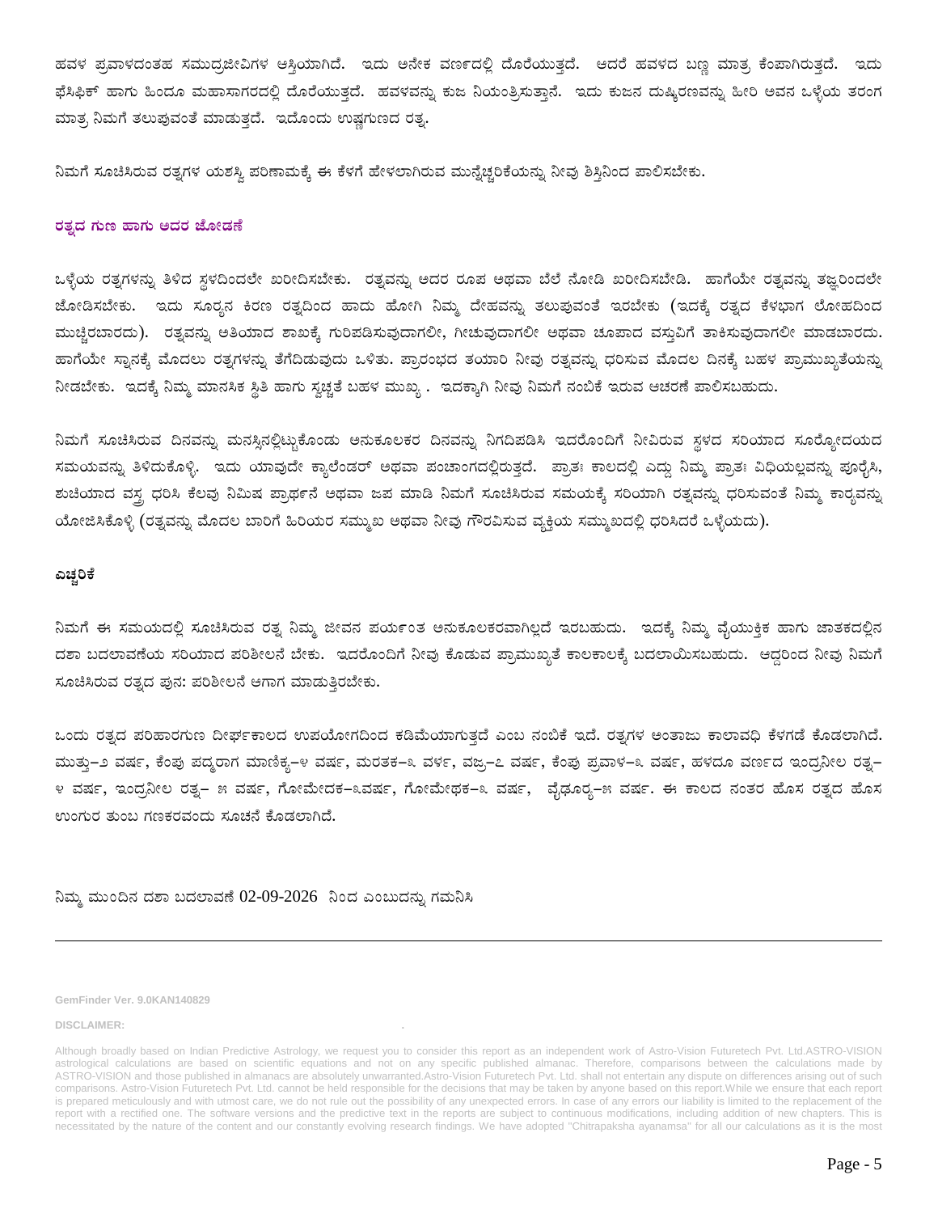ಹವಳ ಪ್ರವಾಳದಂತಹ ಸಮುದ್ರಜೀವಿಗಳ ಆಸ್ತಿಯಾಗಿದೆ. ಇದು ಅನೇಕ ವರ್ಣದಲ್ಲಿ ದೊರೆಯುತ್ತದೆ. ಆದರೆ ಹವಳದ ಬಣ್ಣ ಮಾತ್ರ ಕೆಂಪಾಗಿರುತ್ತದೆ. ಇದು ಫೆಸಿಫಿಕ್ ಹಾಗು ಹಿಂದೂ ಮಹಾಸಾಗರದಲ್ಲಿ ದೊರೆಯುತ್ತದೆ. ಹವಳವನ್ನು ಕುಜ ನಿಯಂತ್ರಿಸುತ್ತಾನೆ. ಇದು ಕುಜನ ದುಷ್ಕಿರಣವನ್ನು ಹೀರಿ ಅವನ ಒಳ್ಳೆಯ ತರಂಗ ಮಾತ್ರ ನಿಮಗೆ ತಲುಪುವಂತೆ ಮಾಡುತ್ತದೆ. ಇದೊಂದು ಉಷ್ಣಗುಣದ ರತ್ನ.

ನಿಮಗೆ ಸೂಚಿಸಿರುವ ರತ್ನಗಳ ಯಶಸ್ವಿ ಪರಿಣಾಮಕ್ಕೆ ಈ ಕೆಳಗೆ ಹೇಳಲಾಗಿರುವ ಮುನ್ನೆಚ್ಚರಿಕೆಯನ್ನು ನೀವು ಶಿಸ್ತಿನಿಂದ ಪಾಲಿಸಬೇಕು.

### ರತ್ನದ ಗುಣ ಹಾಗು ಅದರ ಜೋಡಣೆ

ಒಳ್ಳೆಯ ರತ್ನಗಳನ್ನು ತಿಳಿದ ಸ್ಥಳದಿಂದಲೇ ಖರೀದಿಸಬೇಕು. ರತ್ನವನ್ನು ಅದರ ರೂಪ ಅಥವಾ ಬೆಲೆ ನೋಡಿ ಖರೀದಿಸಬೇಡಿ. ಹಾಗೆಯೇ ರತ್ನವನ್ನು ತಜ್ಞರಿಂದಲೇ ಜೋಡಿಸಬೇಕು. ಇದು ಸೂರ್ಯನ ಕಿರಣ ರತ್ನದಿಂದ ಹಾದು ಹೋಗಿ ನಿಮ್ಮ ದೇಹವನ್ನು ತಲುಪುವಂತೆ ಇರಬೇಕು (ಇದಕ್ಕೆ ರತ್ನದ ಕೆಳಭಾಗ ಲೋಹದಿಂದ ಮುಚ್ಚಿರಬಾರದು). ರತ್ನವನ್ನು ಅತಿಯಾದ ಶಾಖಕ್ಕೆ ಗುರಿಪಡಿಸುವುದಾಗಲೀ, ಗೀಚುವುದಾಗಲೀ ಅಥವಾ ಚೂಪಾದ ವಸ್ತುವಿಗೆ ತಾಕಿಸುವುದಾಗಲೀ ಮಾಡಬಾರದು. ಹಾಗೆಯೇ ಸ್ನಾನಕ್ಕೆ ಮೊದಲು ರತ್ನಗಳನ್ನು ತೆಗೆದಿಡುವುದು ಒಳಿತು. ಪ್ರಾರಂಭದ ತಯಾರಿ ನೀವು ರತ್ನವನ್ನು ಧರಿಸುವ ಮೊದಲ ದಿನಕ್ಕೆ ಬಹಳ ಪ್ರಾಮುಖ್ಯತೆಯನ್ನು ನೀಡಬೇಕು. ಇದಕ್ಕೆ ನಿಮ್ಮ ಮಾನಸಿಕ ಸ್ಥಿತಿ ಹಾಗು ಸ್ವಚ್ಛತೆ ಬಹಳ ಮುಖ್ಯ . ಇದಕ್ಕಾಗಿ ನೀವು ನಿಮಗೆ ನಂಬಿಕೆ ಇರುವ ಆಚರಣೆ ಪಾಲಿಸಬಹುದು.

ನಿಮಗೆ ಸೂಚಿಸಿರುವ ದಿನವನ್ನು ಮನಸ್ಸಿನಲ್ಲಿಟ್ಟುಕೊಂಡು ಅನುಕೂಲಕರ ದಿನವನ್ನು ನಿಗದಿಪಡಿಸಿ ಇದರೊಂದಿಗೆ ನೀವಿರುವ ಸ್ಥಳದ ಸರಿಯಾದ ಸೂರ್ಯೋದಯದ ಸಮಯವನ್ನು ತಿಳಿದುಕೊಳ್ಳಿ. ಇದು ಯಾವುದೇ ಕ್ಯಾಲೆಂಡರ್ ಅಥವಾ ಪಂಚಾಂಗದಲ್ಲಿರುತ್ತದೆ. ಪ್ರಾತಃ ಕಾಲದಲ್ಲಿ ಎದ್ದು ನಿಮ್ಮ ಪ್ರಾತಃ ವಿಧಿಯಲ್ಲವನ್ನು ಪೂರೈಸಿ, ಶುಚಿಯಾದ ವಸ್ತ್ರ ಧರಿಸಿ ಕೆಲವು ನಿಮಿಷ ಪ್ರಾರ್ಥನೆ ಅಥವಾ ಜಪ ಮಾಡಿ ನಿಮಗೆ ಸೂಚಿಸಿರುವ ಸಮಯಕ್ಕೆ ಸರಿಯಾಗಿ ರತ್ನವನ್ನು ಧರಿಸುವಂತೆ ನಿಮ್ಮ ಕಾರ್ಯವನ್ನು ಯೋಜಿಸಿಕೊಳ್ಳಿ (ರತ್ನವನ್ನು ಮೊದಲ ಬಾರಿಗೆ ಹಿರಿಯರ ಸಮ್ಮುಖ ಅಥವಾ ನೀವು ಗೌರವಿಸುವ ವ್ಯಕ್ತಿಯ ಸಮ್ಮುಖದಲ್ಲಿ ಧರಿಸಿದರೆ ಒಳ್ಳೆಯದು).

### ಎಚ್ಚರಿಕೆ

ನಿಮಗೆ ಈ ಸಮಯದಲ್ಲಿ ಸೂಚಿಸಿರುವ ರತ್ನ ನಿಮ್ಮ ಜೀವನ ಪರ್ಯಂತ ಅನುಕೂಲಕರವಾಗಿಲ್ಲದೆ ಇರಬಹುದು. ಇದಕ್ಕೆ ನಿಮ್ಮ ವೈಯುಕ್ತಿಕ ಹಾಗು ಜಾತಕದಲ್ಲಿನ ದಶಾ ಬದಲಾವಣೆಯ ಸರಿಯಾದ ಪರಿಶೀಲನೆ ಬೇಕು. ಇದರೊಂದಿಗೆ ನೀವು ಕೊಡುವ ಪ್ರಾಮುಖ್ಯತೆ ಕಾಲಕಾಲಕ್ಕೆ ಬದಲಾಯಿಸಬಹುದು. ಆದ್ದರಿಂದ ನೀವು ನಿಮಗೆ ಸೂಚಿಸಿರುವ ರತ್ನದ ಪುನ: ಪರಿಶೀಲನೆ ಆಗಾಗ ಮಾಡುತ್ತಿರಬೇಕು.

ಒಂದು ರತ್ನದ ಪರಿಹಾರಗುಣ ದೀರ್ಘಕಾಲದ ಉಪಯೋಗದಿಂದ ಕಡಿಮೆಯಾಗುತ್ತದೆ ಎಂಬ ನಂಬಿಕೆ ಇದೆ. ರತ್ನಗಳ ಅಂತಾಜು ಕಾಲಾವಧಿ ಕೆಳಗಡೆ ಕೊಡಲಾಗಿದೆ. ಮುತ್ತು–೨ ವರ್ಷ, ಕೆಂಪು ಪದ್ಮರಾಗ ಮಾಣಿಕ್ಯ–೪ ವರ್ಷ, ಮರತಕ–೩ ವರ್ಷ, ವಜ್ರ–೭ ವರ್ಷ, ಕೆಂಪು ಪ್ರವಾಳ–೩ ವರ್ಷ, ಹಳದೂ ವರ್ಣದ ಇಂದ್ರನೀಲ ರತ್ನ–೪ ವರ್ಷ, ಇಂದ್ರನೀಲ ರತ್ನ– ೫ ವರ್ಷ, ಗೋಮೇದಕ–೩ವರ್ಷ, ಗೋಮೇಥಕ–೩ ವರ್ಷ, ವೈಢೂರ್ಯ–೫ ವರ್ಷ. ಈ ಕಾಲದ ನಂತರ ಹೊಸ ರತ್ನದ ಹೊಸ ಉಂಗುರ ತುಂಬ ಗಣಕರವೆಂದು ಸೂಚನೆ ಕೊಡಲಾಗಿದೆ.

ನಿಮ್ಮ ಮುಂದಿನ ದಶಾ ಬದಲಾವಣೆ 02-09-2026 ನಿಂದ ಎಂಬುದನ್ನು ಗಮನಿಸಿ

---

GemFinder Ver. 9.0KAN140829

**DISCLAIMER:**

Although broadly based on Indian Predictive Astrology, we request you to consider this report as an independent work of Astro-Vision Futuretech Pvt. Ltd.ASTRO-VISION astrological calculations are based on scientific equations and not on any specific published almanac. Therefore, comparisons between the calculations made by ASTRO-VISION and those published in almanacs are absolutely unwarranted.Astro-Vision Futuretech Pvt. Ltd. shall not entertain any dispute on differences arising out of such comparisons. Astro-Vision Futuretech Pvt. Ltd. cannot be held responsible for the decisions that may be taken by anyone based on this report.While we ensure that each report is prepared meticulously and with utmost care, we do not rule out the possibility of any unexpected errors. In case of any errors our liability is limited to the replacement of the report with a rectified one. The software versions and the predictive text in the reports are subject to continuous modifications, including addition of new chapters. This is necessitated by the nature of the content and our constantly evolving research findings. We have adopted "Chitrapaksha ayanamsa" for all our calculations as it is the most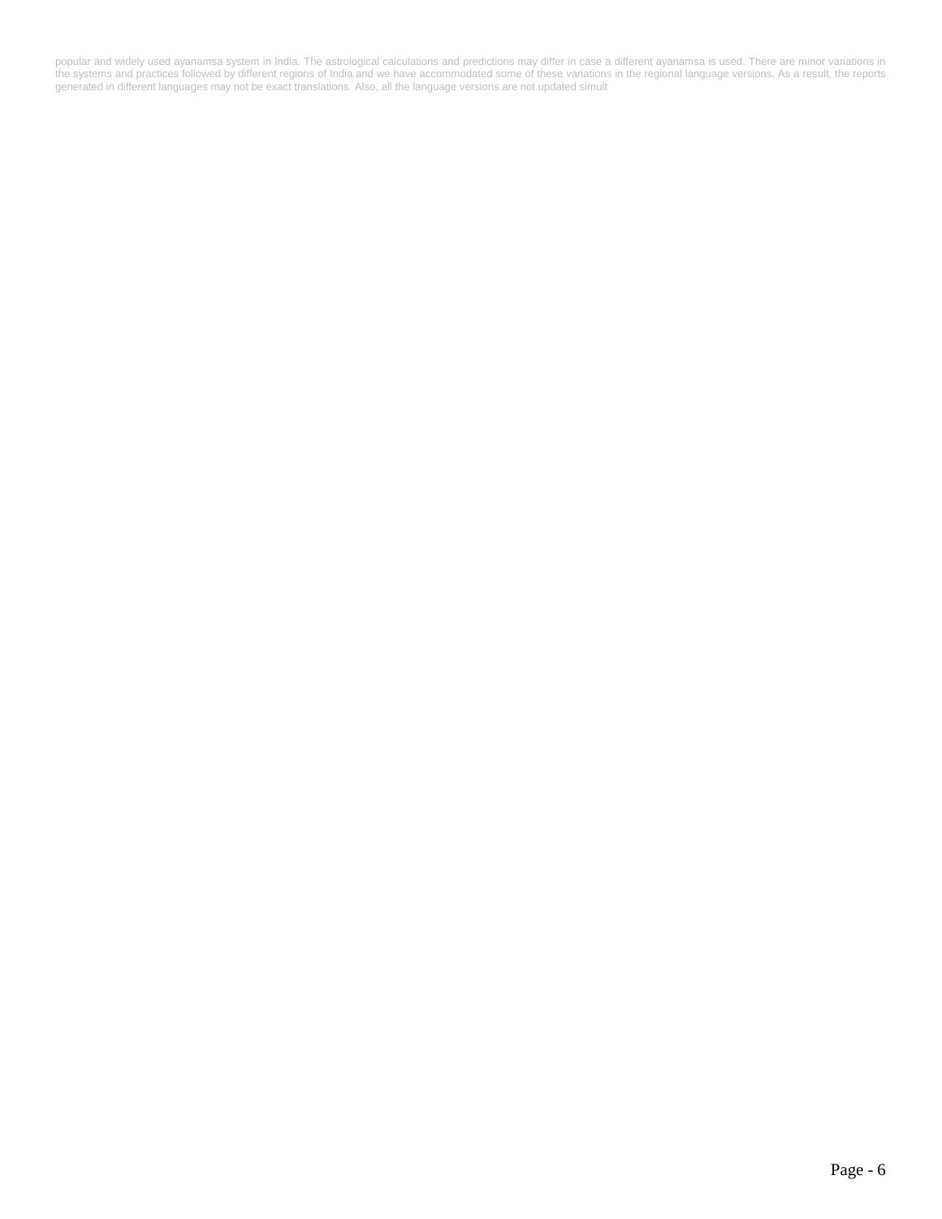popular and widely used ayanamsa system in India. The astrological calculations and predictions may differ in case a different ayanamsa is used. There are minor variations in the systems and practices followed by different regions of India and we have accommodated some of these variations in the regional language versions. As a result, the reports generated in different languages may not be exact translations. Also, all the language versions are not updated simult